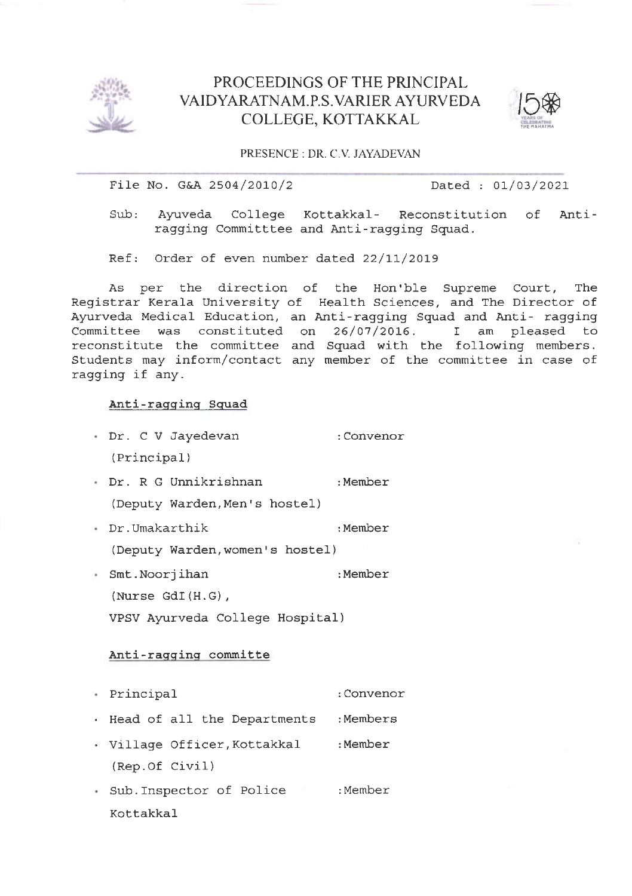# PROCEEDINGS OF THE PRINCIPAL VAIDYARATNAM.P.S.VARIER AYURVEDA COLLEGE, KOTTAKKAL

PRESENCE : DR. C.V. JAYADEVAN

File No. G&A 2504/2010/2 Dated : 01/03/2021

Sub: Ayuveda College Kottakkal- Reconstitution of Anti-ragging Committtee and Anti-ragging Squad.

Ref: Order of even number dated 22/11/2019

As per the direction of the Hon'ble Supreme Court, The Registrar Kerala University of Health Sciences, and The Director of Ayurveda Medical Education, an Anti-ragging Squad and Anti- ragging Committee was constituted on 26/07/2016. I am pleased to reconstitute the committee and Squad with the following members. Students may inform/contact any member of the committee in case of ragging if any.

**Anti-ragging Squad**

- Dr. C V Jayedevan (Principal) : Convenor
- Dr. R G Unnikrishnan (Deputy Warden, Men's hostel) : Member
- Dr.Umakarthik (Deputy Warden, women's hostel) : Member
- Smt.Noorjihan (Nurse GdI(H.G), VPSV Ayurveda College Hospital) : Member

**Anti-ragging committe**

- Principal : Convenor
- Head of all the Departments : Members
- Village Officer, Kottakkal (Rep.Of Civil) : Member
- Sub.Inspector of Police Kottakkal : Member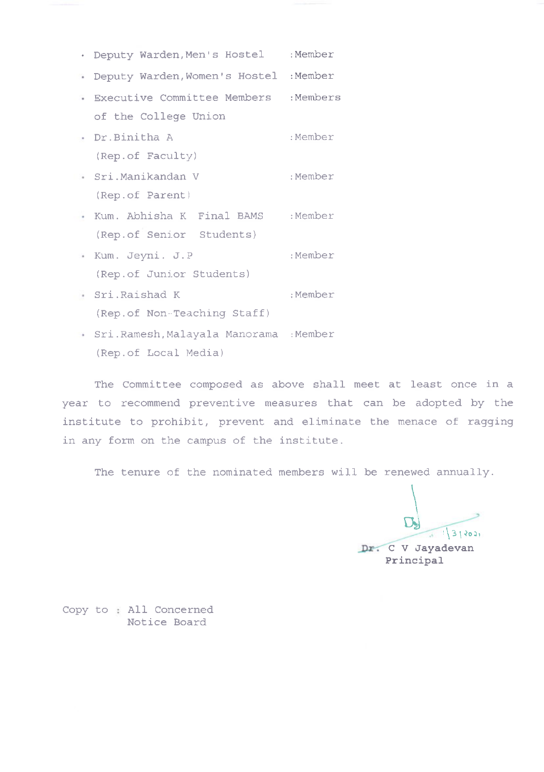- Deputy Warden, Men's Hostel : Member
- Deputy Warden, Women's Hostel : Member
- Executive Committee Members of the College Union : Members
- Dr. Binitha A (Rep. of Faculty) : Member
- Sri. Manikandan V (Rep. of Parent) : Member
- Kum. Abhisha K Final BAMS (Rep. of Senior Students) : Member
- Kum. Jeyni. J.P (Rep. of Junior Students) : Member
- Sri. Raishad K (Rep. of Non-Teaching Staff) : Member
- Sri. Ramesh, Malayala Manorama (Rep. of Local Media) : Member

The Committee composed as above shall meet at least once in a year to recommend preventive measures that can be adopted by the institute to prohibit, prevent and eliminate the menace of ragging in any form on the campus of the institute.

The tenure of the nominated members will be renewed annually.

1/3/2021

Dr. C V Jayadevan
Principal

Copy to : All Concerned
Notice Board